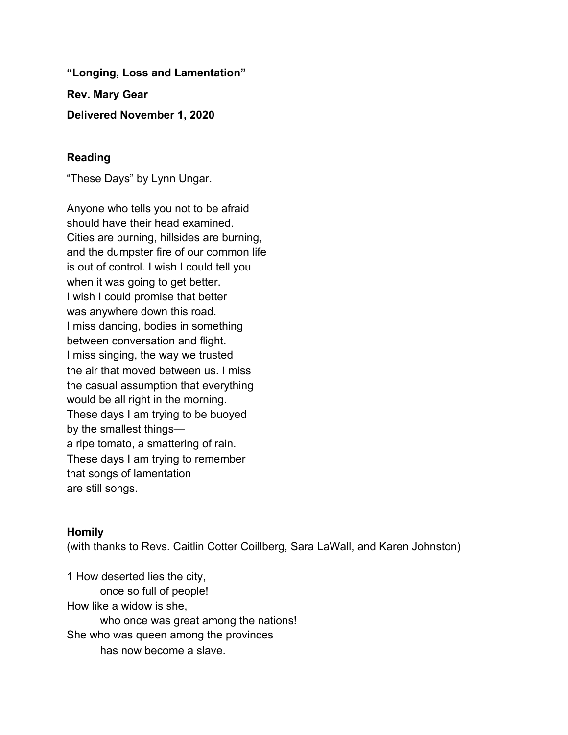**“Longing, Loss and Lamentation”**

**Rev. Mary Gear**

**Delivered November 1, 2020**

## Reading

“These Days” by Lynn Ungar.

Anyone who tells you not to be afraid  
should have their head examined.  
Cities are burning, hillsides are burning,  
and the dumpster fire of our common life  
is out of control. I wish I could tell you  
when it was going to get better.  
I wish I could promise that better  
was anywhere down this road.  
I miss dancing, bodies in something  
between conversation and flight.  
I miss singing, the way we trusted  
the air that moved between us. I miss  
the casual assumption that everything  
would be all right in the morning.  
These days I am trying to be buoyed  
by the smallest things—  
a ripe tomato, a smattering of rain.  
These days I am trying to remember  
that songs of lamentation  
are still songs.

## Homily

(with thanks to Revs. Caitlin Cotter Coillberg, Sara LaWall, and Karen Johnston)

1 How deserted lies the city,  
        once so full of people!  
How like a widow is she,  
        who once was great among the nations!  
She who was queen among the provinces  
        has now become a slave.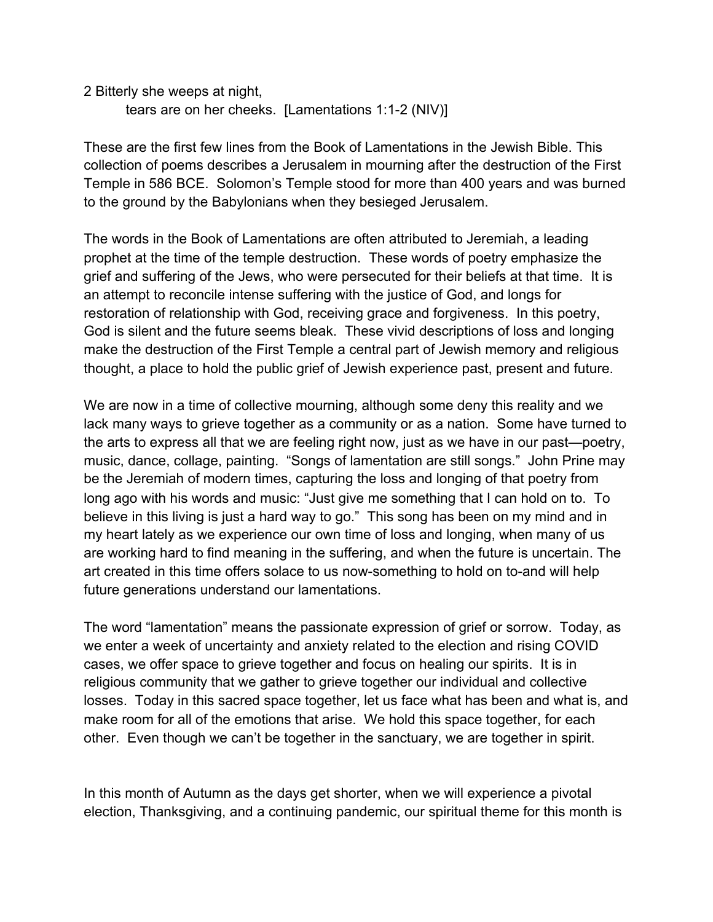2 Bitterly she weeps at night,
    tears are on her cheeks. [Lamentations 1:1-2 (NIV)]

These are the first few lines from the Book of Lamentations in the Jewish Bible. This collection of poems describes a Jerusalem in mourning after the destruction of the First Temple in 586 BCE. Solomon's Temple stood for more than 400 years and was burned to the ground by the Babylonians when they besieged Jerusalem.

The words in the Book of Lamentations are often attributed to Jeremiah, a leading prophet at the time of the temple destruction. These words of poetry emphasize the grief and suffering of the Jews, who were persecuted for their beliefs at that time. It is an attempt to reconcile intense suffering with the justice of God, and longs for restoration of relationship with God, receiving grace and forgiveness. In this poetry, God is silent and the future seems bleak. These vivid descriptions of loss and longing make the destruction of the First Temple a central part of Jewish memory and religious thought, a place to hold the public grief of Jewish experience past, present and future.

We are now in a time of collective mourning, although some deny this reality and we lack many ways to grieve together as a community or as a nation. Some have turned to the arts to express all that we are feeling right now, just as we have in our past—poetry, music, dance, collage, painting. "Songs of lamentation are still songs." John Prine may be the Jeremiah of modern times, capturing the loss and longing of that poetry from long ago with his words and music: "Just give me something that I can hold on to. To believe in this living is just a hard way to go." This song has been on my mind and in my heart lately as we experience our own time of loss and longing, when many of us are working hard to find meaning in the suffering, and when the future is uncertain. The art created in this time offers solace to us now-something to hold on to-and will help future generations understand our lamentations.

The word "lamentation" means the passionate expression of grief or sorrow. Today, as we enter a week of uncertainty and anxiety related to the election and rising COVID cases, we offer space to grieve together and focus on healing our spirits. It is in religious community that we gather to grieve together our individual and collective losses. Today in this sacred space together, let us face what has been and what is, and make room for all of the emotions that arise. We hold this space together, for each other. Even though we can't be together in the sanctuary, we are together in spirit.

In this month of Autumn as the days get shorter, when we will experience a pivotal election, Thanksgiving, and a continuing pandemic, our spiritual theme for this month is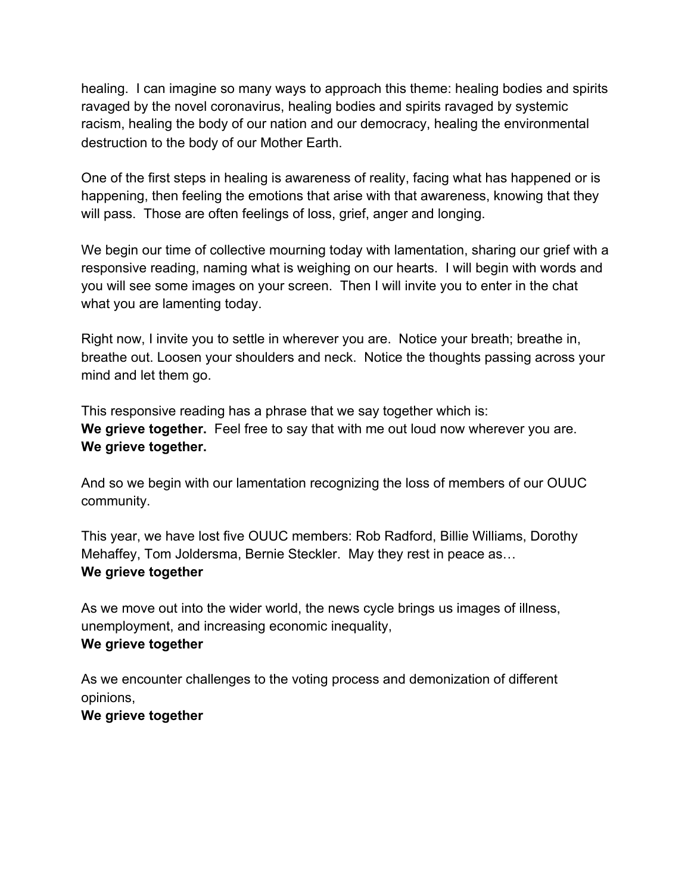healing. I can imagine so many ways to approach this theme: healing bodies and spirits ravaged by the novel coronavirus, healing bodies and spirits ravaged by systemic racism, healing the body of our nation and our democracy, healing the environmental destruction to the body of our Mother Earth.

One of the first steps in healing is awareness of reality, facing what has happened or is happening, then feeling the emotions that arise with that awareness, knowing that they will pass. Those are often feelings of loss, grief, anger and longing.

We begin our time of collective mourning today with lamentation, sharing our grief with a responsive reading, naming what is weighing on our hearts. I will begin with words and you will see some images on your screen. Then I will invite you to enter in the chat what you are lamenting today.

Right now, I invite you to settle in wherever you are. Notice your breath; breathe in, breathe out. Loosen your shoulders and neck. Notice the thoughts passing across your mind and let them go.

This responsive reading has a phrase that we say together which is:
**We grieve together.** Feel free to say that with me out loud now wherever you are.
**We grieve together.**

And so we begin with our lamentation recognizing the loss of members of our OUUC community.

This year, we have lost five OUUC members: Rob Radford, Billie Williams, Dorothy Mehaffey, Tom Joldersma, Bernie Steckler. May they rest in peace as…
**We grieve together**

As we move out into the wider world, the news cycle brings us images of illness, unemployment, and increasing economic inequality,
**We grieve together**

As we encounter challenges to the voting process and demonization of different opinions,
**We grieve together**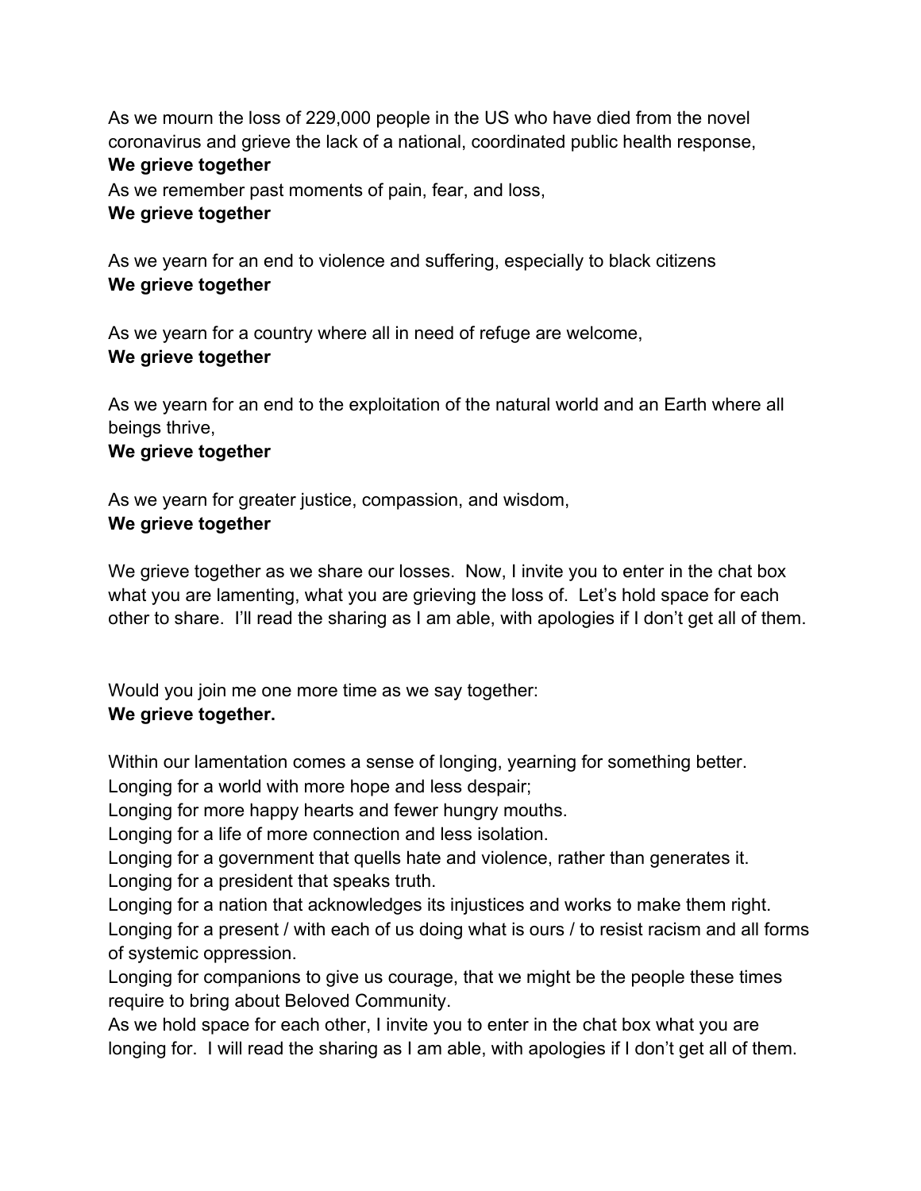As we mourn the loss of 229,000 people in the US who have died from the novel coronavirus and grieve the lack of a national, coordinated public health response,
**We grieve together**
As we remember past moments of pain, fear, and loss,
**We grieve together**

As we yearn for an end to violence and suffering, especially to black citizens
**We grieve together**

As we yearn for a country where all in need of refuge are welcome,
**We grieve together**

As we yearn for an end to the exploitation of the natural world and an Earth where all beings thrive,
**We grieve together**

As we yearn for greater justice, compassion, and wisdom,
**We grieve together**

We grieve together as we share our losses. Now, I invite you to enter in the chat box what you are lamenting, what you are grieving the loss of. Let's hold space for each other to share. I'll read the sharing as I am able, with apologies if I don't get all of them.

Would you join me one more time as we say together:
**We grieve together.**

Within our lamentation comes a sense of longing, yearning for something better.
Longing for a world with more hope and less despair;
Longing for more happy hearts and fewer hungry mouths.
Longing for a life of more connection and less isolation.
Longing for a government that quells hate and violence, rather than generates it.
Longing for a president that speaks truth.
Longing for a nation that acknowledges its injustices and works to make them right.
Longing for a present / with each of us doing what is ours / to resist racism and all forms of systemic oppression.
Longing for companions to give us courage, that we might be the people these times require to bring about Beloved Community.
As we hold space for each other, I invite you to enter in the chat box what you are longing for. I will read the sharing as I am able, with apologies if I don't get all of them.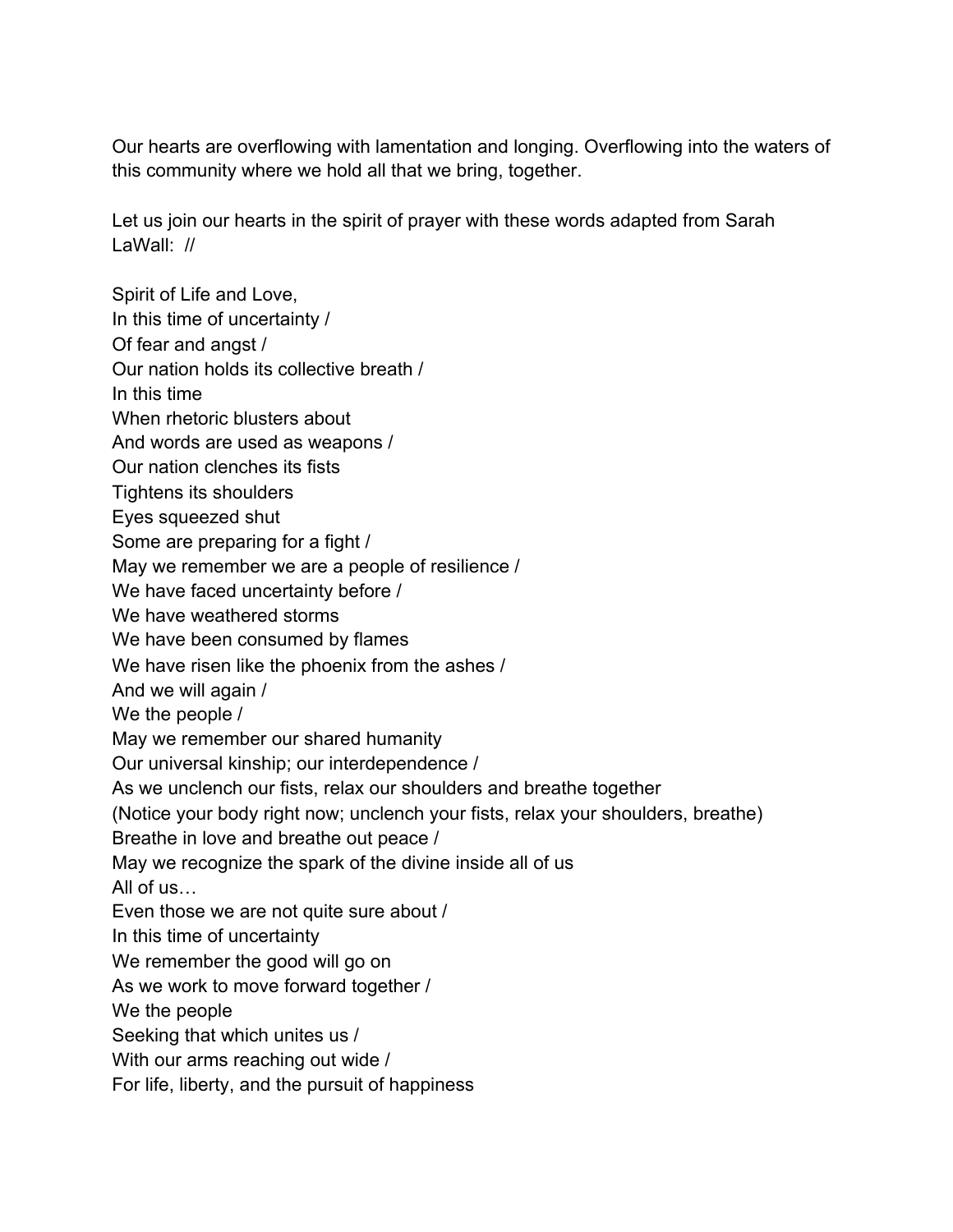Our hearts are overflowing with lamentation and longing. Overflowing into the waters of this community where we hold all that we bring, together.

Let us join our hearts in the spirit of prayer with these words adapted from Sarah LaWall: //

Spirit of Life and Love,  
In this time of uncertainty /  
Of fear and angst /  
Our nation holds its collective breath /  
In this time  
When rhetoric blusters about  
And words are used as weapons /  
Our nation clenches its fists  
Tightens its shoulders  
Eyes squeezed shut  
Some are preparing for a fight /  
May we remember we are a people of resilience /  
We have faced uncertainty before /  
We have weathered storms  
We have been consumed by flames  
We have risen like the phoenix from the ashes /  
And we will again /  
We the people /  
May we remember our shared humanity  
Our universal kinship; our interdependence /  
As we unclench our fists, relax our shoulders and breathe together  
(Notice your body right now; unclench your fists, relax your shoulders, breathe)  
Breathe in love and breathe out peace /  
May we recognize the spark of the divine inside all of us  
All of us…  
Even those we are not quite sure about /  
In this time of uncertainty  
We remember the good will go on  
As we work to move forward together /  
We the people  
Seeking that which unites us /  
With our arms reaching out wide /  
For life, liberty, and the pursuit of happiness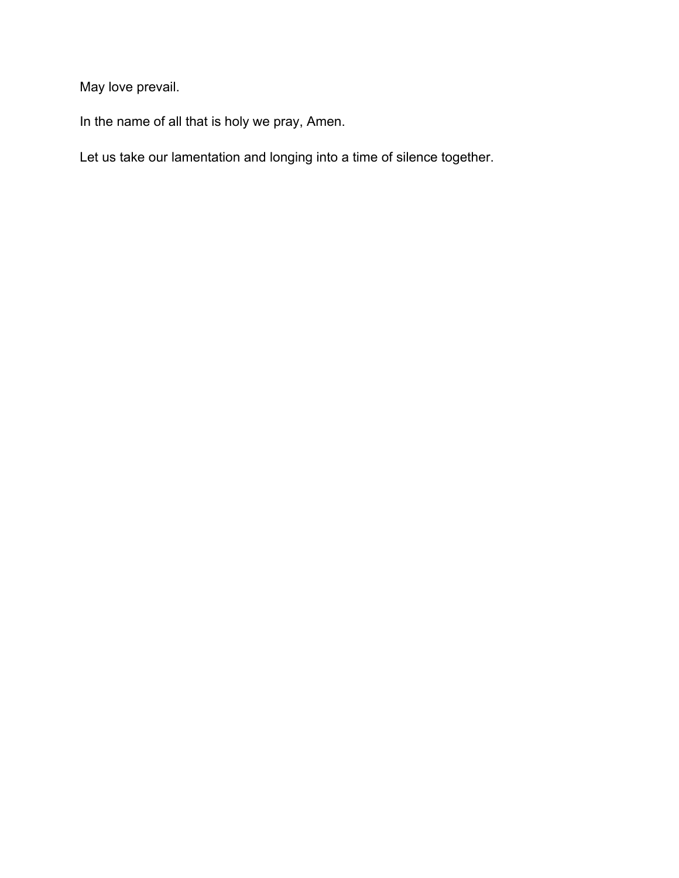May love prevail.

In the name of all that is holy we pray, Amen.

Let us take our lamentation and longing into a time of silence together.